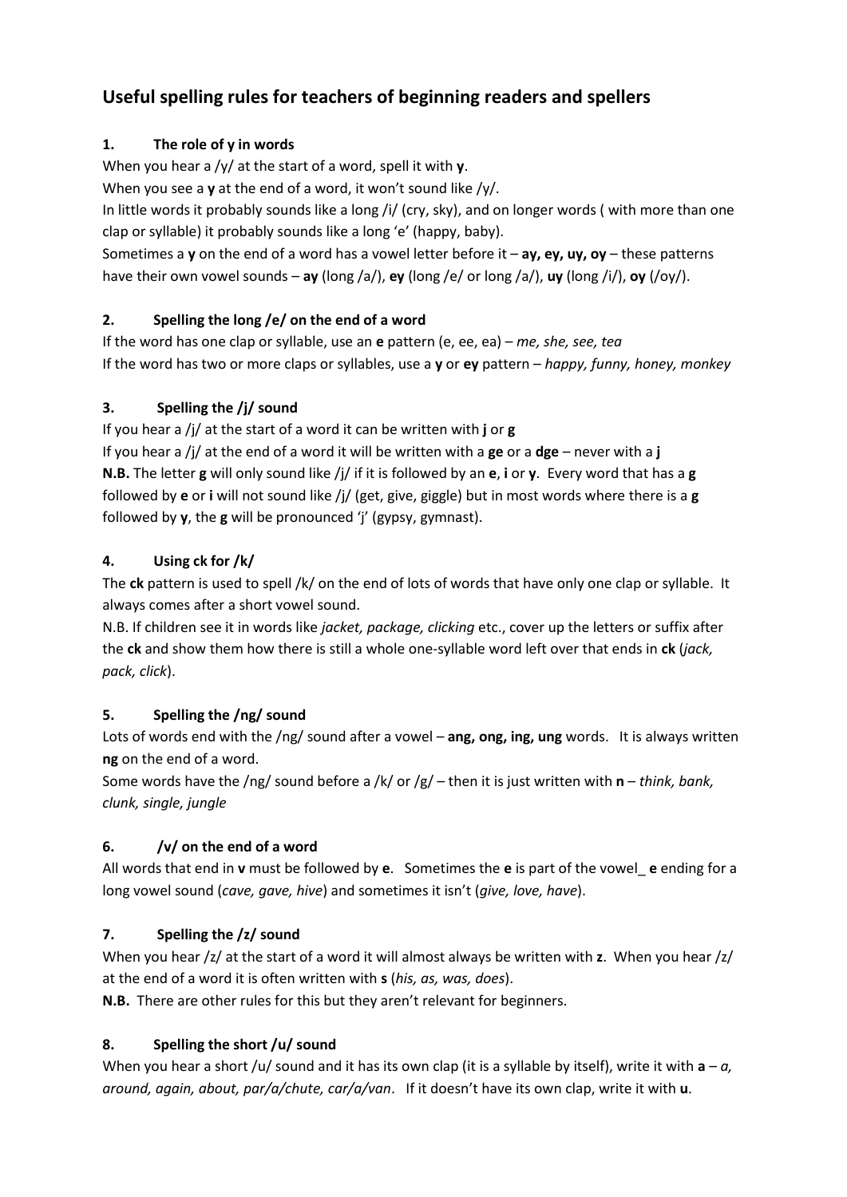# Useful spelling rules for teachers of beginning readers and spellers

### 1. The role of y in words

When you hear a /y/ at the start of a word, spell it with **y**.
When you see a **y** at the end of a word, it won't sound like /y/.
In little words it probably sounds like a long /i/ (cry, sky), and on longer words ( with more than one clap or syllable) it probably sounds like a long 'e' (happy, baby).
Sometimes a **y** on the end of a word has a vowel letter before it – **ay, ey, uy, oy** – these patterns have their own vowel sounds – **ay** (long /a/), **ey** (long /e/ or long /a/), **uy** (long /i/), **oy** (/oy/).

### 2. Spelling the long /e/ on the end of a word

If the word has one clap or syllable, use an **e** pattern (e, ee, ea) – *me, she, see, tea*
If the word has two or more claps or syllables, use a **y** or **ey** pattern – *happy, funny, honey, monkey*

### 3. Spelling the /j/ sound

If you hear a /j/ at the start of a word it can be written with **j** or **g**
If you hear a /j/ at the end of a word it will be written with a **ge** or a **dge** – never with a **j**
**N.B.** The letter **g** will only sound like /j/ if it is followed by an **e**, **i** or **y**. Every word that has a **g** followed by **e** or **i** will not sound like /j/ (get, give, giggle) but in most words where there is a **g** followed by **y**, the **g** will be pronounced 'j' (gypsy, gymnast).

### 4. Using ck for /k/

The **ck** pattern is used to spell /k/ on the end of lots of words that have only one clap or syllable. It always comes after a short vowel sound.
N.B. If children see it in words like *jacket, package, clicking* etc., cover up the letters or suffix after the **ck** and show them how there is still a whole one-syllable word left over that ends in **ck** (*jack, pack, click*).

### 5. Spelling the /ng/ sound

Lots of words end with the /ng/ sound after a vowel – **ang, ong, ing, ung** words. It is always written **ng** on the end of a word.
Some words have the /ng/ sound before a /k/ or /g/ – then it is just written with **n** – *think, bank, clunk, single, jungle*

### 6. /v/ on the end of a word

All words that end in **v** must be followed by **e**. Sometimes the **e** is part of the vowel_ **e** ending for a long vowel sound (*cave, gave, hive*) and sometimes it isn't (*give, love, have*).

### 7. Spelling the /z/ sound

When you hear /z/ at the start of a word it will almost always be written with **z**. When you hear /z/ at the end of a word it is often written with **s** (*his, as, was, does*).
**N.B.** There are other rules for this but they aren't relevant for beginners.

### 8. Spelling the short /u/ sound

When you hear a short /u/ sound and it has its own clap (it is a syllable by itself), write it with **a** – *a, around, again, about, par/a/chute, car/a/van*. If it doesn't have its own clap, write it with **u**.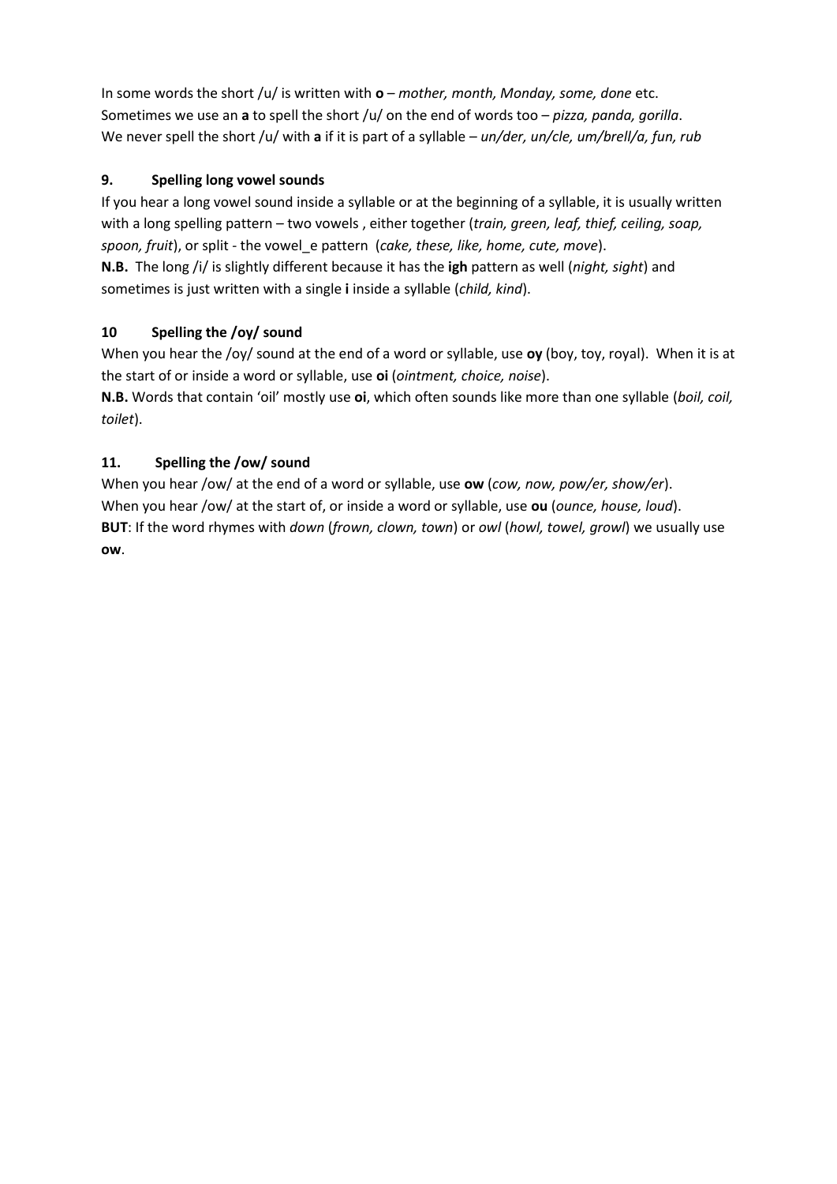In some words the short /u/ is written with **o** – *mother, month, Monday, some, done* etc.
Sometimes we use an **a** to spell the short /u/ on the end of words too – *pizza, panda, gorilla*.
We never spell the short /u/ with **a** if it is part of a syllable – *un/der, un/cle, um/brell/a, fun, rub*

### 9. Spelling long vowel sounds

If you hear a long vowel sound inside a syllable or at the beginning of a syllable, it is usually written with a long spelling pattern – two vowels , either together (*train, green, leaf, thief, ceiling, soap, spoon, fruit*), or split - the vowel_e pattern (*cake, these, like, home, cute, move*).
**N.B.** The long /i/ is slightly different because it has the **igh** pattern as well (*night, sight*) and sometimes is just written with a single **i** inside a syllable (*child, kind*).

### 10 Spelling the /oy/ sound

When you hear the /oy/ sound at the end of a word or syllable, use **oy** (boy, toy, royal). When it is at the start of or inside a word or syllable, use **oi** (*ointment, choice, noise*).
**N.B.** Words that contain 'oil' mostly use **oi**, which often sounds like more than one syllable (*boil, coil, toilet*).

### 11. Spelling the /ow/ sound

When you hear /ow/ at the end of a word or syllable, use **ow** (*cow, now, pow/er, show/er*).
When you hear /ow/ at the start of, or inside a word or syllable, use **ou** (*ounce, house, loud*).
**BUT**: If the word rhymes with *down* (*frown, clown, town*) or *owl* (*howl, towel, growl*) we usually use **ow**.